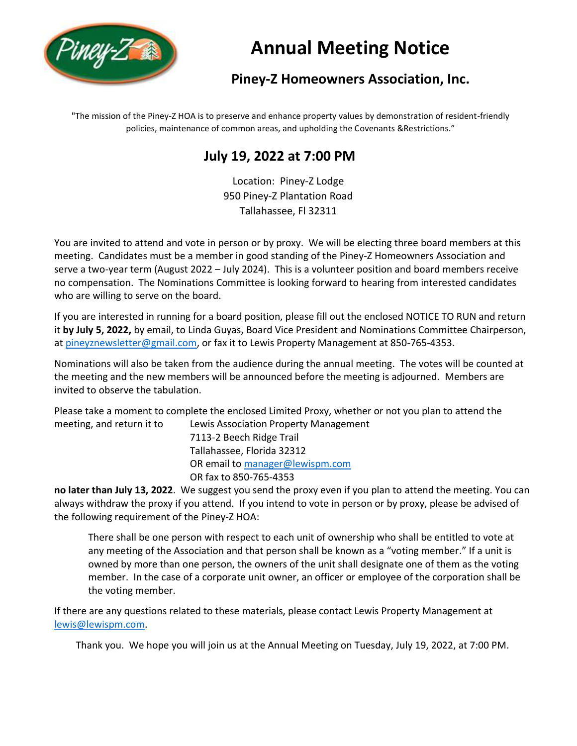# Annual Meeting Notice

## Piney-Z Homeowners Association, Inc.

"The mission of the Piney-Z HOA is to preserve and enhance property values by demonstration of resident-friendly policies, maintenance of common areas, and upholding the Covenants &Restrictions."

## July 19, 2022 at 7:00 PM

Location: Piney-Z Lodge
950 Piney-Z Plantation Road
Tallahassee, Fl 32311

You are invited to attend and vote in person or by proxy. We will be electing three board members at this meeting. Candidates must be a member in good standing of the Piney-Z Homeowners Association and serve a two-year term (August 2022 – July 2024). This is a volunteer position and board members receive no compensation. The Nominations Committee is looking forward to hearing from interested candidates who are willing to serve on the board.

If you are interested in running for a board position, please fill out the enclosed NOTICE TO RUN and return it **by July 5, 2022,** by email, to Linda Guyas, Board Vice President and Nominations Committee Chairperson, at pineyznewsletter@gmail.com, or fax it to Lewis Property Management at 850-765-4353.

Nominations will also be taken from the audience during the annual meeting. The votes will be counted at the meeting and the new members will be announced before the meeting is adjourned. Members are invited to observe the tabulation.

Please take a moment to complete the enclosed Limited Proxy, whether or not you plan to attend the meeting, and return it to

Lewis Association Property Management
7113-2 Beech Ridge Trail
Tallahassee, Florida 32312
OR email to manager@lewispm.com
OR fax to 850-765-4353

**no later than July 13, 2022**. We suggest you send the proxy even if you plan to attend the meeting. You can always withdraw the proxy if you attend. If you intend to vote in person or by proxy, please be advised of the following requirement of the Piney-Z HOA:

> There shall be one person with respect to each unit of ownership who shall be entitled to vote at any meeting of the Association and that person shall be known as a "voting member." If a unit is owned by more than one person, the owners of the unit shall designate one of them as the voting member. In the case of a corporate unit owner, an officer or employee of the corporation shall be the voting member.

If there are any questions related to these materials, please contact Lewis Property Management at lewis@lewispm.com.

Thank you. We hope you will join us at the Annual Meeting on Tuesday, July 19, 2022, at 7:00 PM.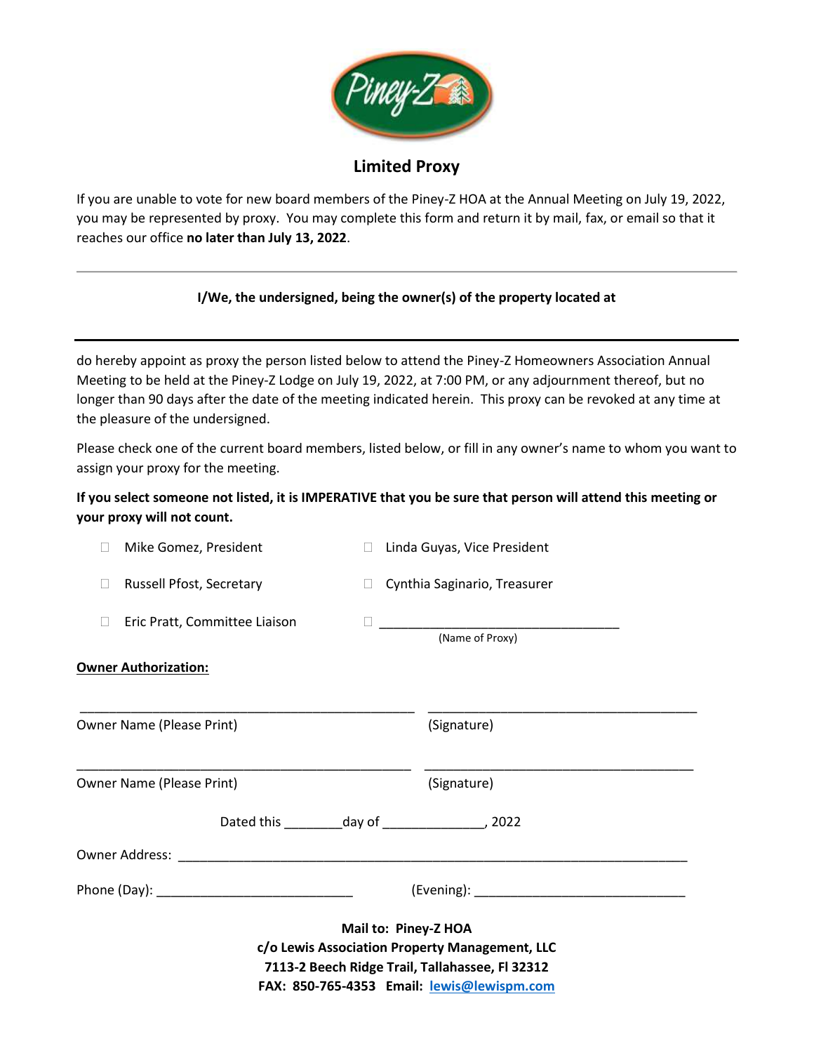## Limited Proxy

If you are unable to vote for new board members of the Piney-Z HOA at the Annual Meeting on July 19, 2022, you may be represented by proxy. You may complete this form and return it by mail, fax, or email so that it reaches our office **no later than July 13, 2022**.

---

**I/We, the undersigned, being the owner(s) of the property located at**

_______________________________________________

do hereby appoint as proxy the person listed below to attend the Piney-Z Homeowners Association Annual Meeting to be held at the Piney-Z Lodge on July 19, 2022, at 7:00 PM, or any adjournment thereof, but no longer than 90 days after the date of the meeting indicated herein. This proxy can be revoked at any time at the pleasure of the undersigned.

Please check one of the current board members, listed below, or fill in any owner's name to whom you want to assign your proxy for the meeting.

**If you select someone not listed, it is IMPERATIVE that you be sure that person will attend this meeting or your proxy will not count.**

- ☐ Mike Gomez, President
- ☐ Linda Guyas, Vice President
- ☐ Russell Pfost, Secretary
- ☐ Cynthia Saginario, Treasurer
- ☐ Eric Pratt, Committee Liaison
- ☐ _________________________________ (Name of Proxy)

**Owner Authorization:**

_______________________________________________ _____________________________________

Owner Name (Please Print) (Signature)

_______________________________________________ _____________________________________

Owner Name (Please Print) (Signature)

Dated this ________day of ______________, 2022

Owner Address: _________________________________________________________________________

Phone (Day): ___________________________ (Evening): _____________________________

**Mail to: Piney-Z HOA**
**c/o Lewis Association Property Management, LLC**
**7113-2 Beech Ridge Trail, Tallahassee, Fl 32312**
**FAX: 850-765-4353 Email: lewis@lewispm.com**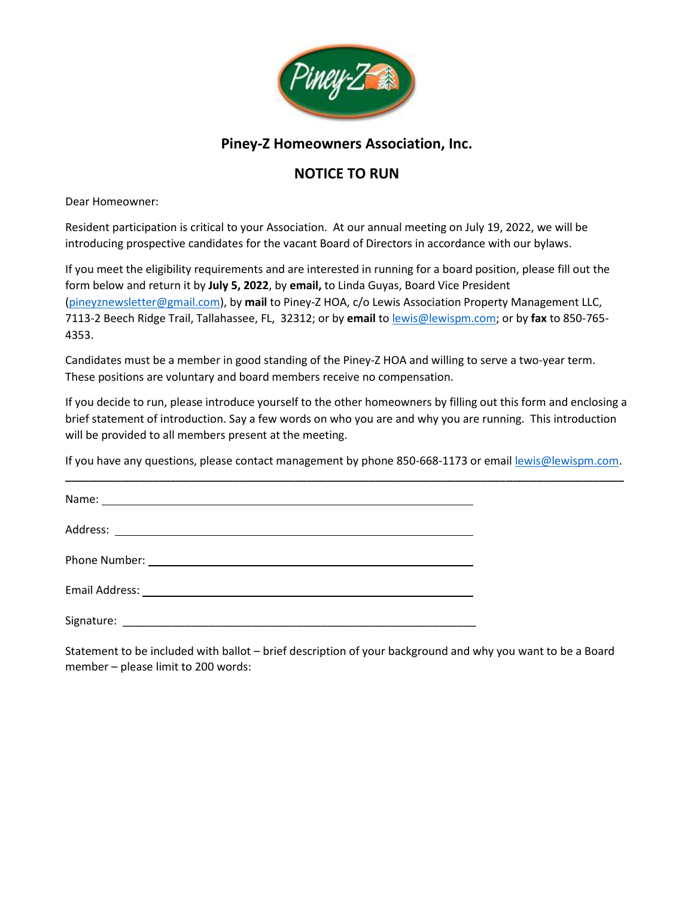## Piney-Z Homeowners Association, Inc.

## NOTICE TO RUN

Dear Homeowner:

Resident participation is critical to your Association. At our annual meeting on July 19, 2022, we will be introducing prospective candidates for the vacant Board of Directors in accordance with our bylaws.

If you meet the eligibility requirements and are interested in running for a board position, please fill out the form below and return it by **July 5, 2022**, by **email,** to Linda Guyas, Board Vice President (pineyznewsletter@gmail.com), by **mail** to Piney-Z HOA, c/o Lewis Association Property Management LLC, 7113-2 Beech Ridge Trail, Tallahassee, FL, 32312; or by **email** to lewis@lewispm.com; or by **fax** to 850-765-4353.

Candidates must be a member in good standing of the Piney-Z HOA and willing to serve a two-year term. These positions are voluntary and board members receive no compensation.

If you decide to run, please introduce yourself to the other homeowners by filling out this form and enclosing a brief statement of introduction. Say a few words on who you are and why you are running. This introduction will be provided to all members present at the meeting.

If you have any questions, please contact management by phone 850-668-1173 or email lewis@lewispm.com.

---

Name: ______________________________________________________________

Address: ____________________________________________________________

Phone Number: _______________________________________________________

Email Address: _______________________________________________________

Signature: ___________________________________________________________

Statement to be included with ballot – brief description of your background and why you want to be a Board member – please limit to 200 words: